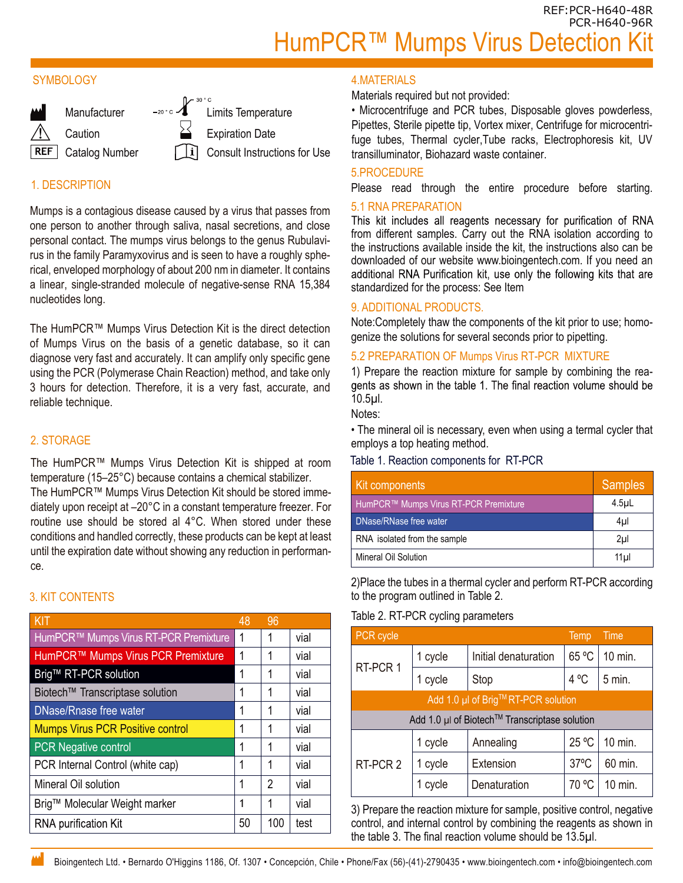REF:PCR-H640-48R
PCR-H640-96R

# HumPCR™ Mumps Virus Detection Kit

## SYMBOLOGY

| Symbol | Meaning | Symbol | Meaning |
|---|---|---|---|
| | Manufacturer | −20 °C / 30 °C | Limits Temperature |
| | Caution | | Expiration Date |
| REF | Catalog Number | | Consult Instructions for Use |

## 1. DESCRIPTION

Mumps is a contagious disease caused by a virus that passes from one person to another through saliva, nasal secretions, and close personal contact. The mumps virus belongs to the genus Rubulavirus in the family Paramyxovirus and is seen to have a roughly spherical, enveloped morphology of about 200 nm in diameter. It contains a linear, single-stranded molecule of negative-sense RNA 15,384 nucleotides long.

The HumPCR™ Mumps Virus Detection Kit is the direct detection of Mumps Virus on the basis of a genetic database, so it can diagnose very fast and accurately. It can amplify only specific gene using the PCR (Polymerase Chain Reaction) method, and take only 3 hours for detection. Therefore, it is a very fast, accurate, and reliable technique.

## 2. STORAGE

The HumPCR™ Mumps Virus Detection Kit is shipped at room temperature (15–25°C) because contains a chemical stabilizer.
The HumPCR™ Mumps Virus Detection Kit should be stored immediately upon receipt at –20°C in a constant temperature freezer. For routine use should be stored al 4°C. When stored under these conditions and handled correctly, these products can be kept at least until the expiration date without showing any reduction in performance.

## 3. KIT CONTENTS

| KIT | 48 | 96 | |
|---|---|---|---|
| HumPCR™ Mumps Virus RT-PCR Premixture | 1 | 1 | vial |
| HumPCR™ Mumps Virus PCR Premixture | 1 | 1 | vial |
| Brig™ RT-PCR solution | 1 | 1 | vial |
| Biotech™ Transcriptase solution | 1 | 1 | vial |
| DNase/Rnase free water | 1 | 1 | vial |
| Mumps Virus PCR Positive control | 1 | 1 | vial |
| PCR Negative control | 1 | 1 | vial |
| PCR Internal Control (white cap) | 1 | 1 | vial |
| Mineral Oil solution | 1 | 2 | vial |
| Brig™ Molecular Weight marker | 1 | 1 | vial |
| RNA purification Kit | 50 | 100 | test |

## 4.MATERIALS

Materials required but not provided:

• Microcentrifuge and PCR tubes, Disposable gloves powderless, Pipettes, Sterile pipette tip, Vortex mixer, Centrifuge for microcentrifuge tubes, Thermal cycler,Tube racks, Electrophoresis kit, UV transilluminator, Biohazard waste container.

## 5.PROCEDURE

Please read through the entire procedure before starting.

### 5.1 RNA PREPARATION

This kit includes all reagents necessary for purification of RNA from different samples. Carry out the RNA isolation according to the instructions available inside the kit, the instructions also can be downloaded of our website www.bioingentech.com. If you need an additional RNA Purification kit, use only the following kits that are standardized for the process: See Item

### 9. ADDITIONAL PRODUCTS.

Note:Completely thaw the components of the kit prior to use; homogenize the solutions for several seconds prior to pipetting.

### 5.2 PREPARATION OF Mumps Virus RT-PCR MIXTURE

1) Prepare the reaction mixture for sample by combining the reagents as shown in the table 1. The final reaction volume should be 10.5µl.

Notes:

• The mineral oil is necessary, even when using a termal cycler that employs a top heating method.

Table 1. Reaction components for RT-PCR

| Kit components | Samples |
|---|---|
| HumPCR™ Mumps Virus RT-PCR Premixture | 4.5µL |
| DNase/RNase free water | 4µl |
| RNA isolated from the sample | 2µl |
| Mineral Oil Solution | 11µl |

2)Place the tubes in a thermal cycler and perform RT-PCR according to the program outlined in Table 2.

Table 2. RT-PCR cycling parameters

| PCR cycle | | | Temp | Time |
|---|---|---|---|---|
| RT-PCR 1 | 1 cycle | Initial denaturation | 65 ºC | 10 min. |
| | 1 cycle | Stop | 4 ºC | 5 min. |
| Add 1.0 µl of Brig™ RT-PCR solution | | | | |
| Add 1.0 µl of Biotech™ Transcriptase solution | | | | |
| RT-PCR 2 | 1 cycle | Annealing | 25 ºC | 10 min. |
| | 1 cycle | Extension | 37ºC | 60 min. |
| | 1 cycle | Denaturation | 70 ºC | 10 min. |

3) Prepare the reaction mixture for sample, positive control, negative control, and internal control by combining the reagents as shown in the table 3. The final reaction volume should be 13.5µl.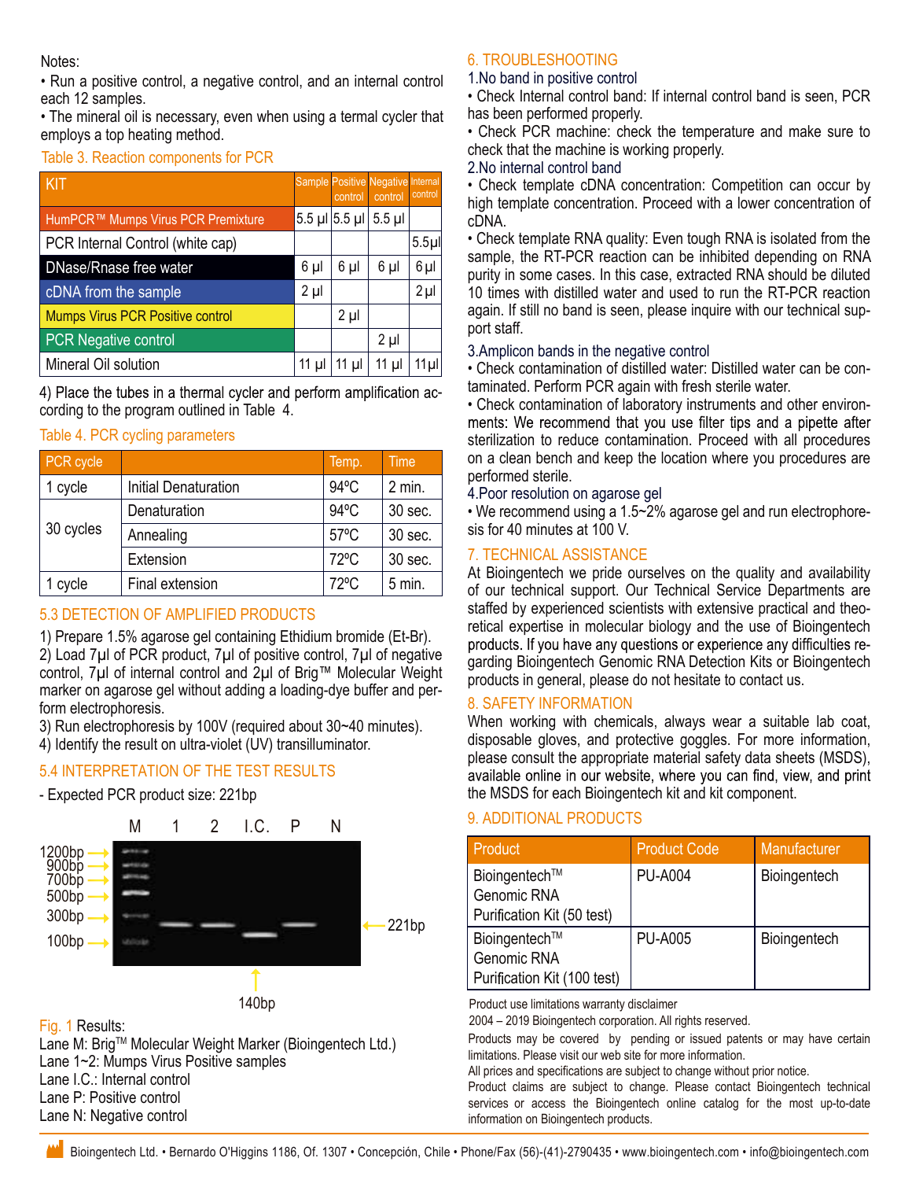Notes:

- Run a positive control, a negative control, and an internal control each 12 samples.
- The mineral oil is necessary, even when using a termal cycler that employs a top heating method.

Table 3. Reaction components for PCR

| KIT | Sample | Positive control | Negative control | Internal control |
|---|---|---|---|---|
| HumPCR™ Mumps Virus PCR Premixture | 5.5 µl | 5.5 µl | 5.5 µl | |
| PCR Internal Control (white cap) | | | | 5.5µl |
| DNase/Rnase free water | 6 µl | 6 µl | 6 µl | 6 µl |
| cDNA from the sample | 2 µl | | | 2 µl |
| Mumps Virus PCR Positive control | | 2 µl | | |
| PCR Negative control | | | 2 µl | |
| Mineral Oil solution | 11 µl | 11 µl | 11 µl | 11µl |

4) Place the tubes in a thermal cycler and perform amplification according to the program outlined in Table 4.

Table 4. PCR cycling parameters

| PCR cycle | | Temp. | Time |
|---|---|---|---|
| 1 cycle | Initial Denaturation | 94ºC | 2 min. |
| 30 cycles | Denaturation | 94ºC | 30 sec. |
| | Annealing | 57ºC | 30 sec. |
| | Extension | 72ºC | 30 sec. |
| 1 cycle | Final extension | 72ºC | 5 min. |

## 5.3 DETECTION OF AMPLIFIED PRODUCTS

1) Prepare 1.5% agarose gel containing Ethidium bromide (Et-Br).
2) Load 7µl of PCR product, 7µl of positive control, 7µl of negative control, 7µl of internal control and 2µl of Brig™ Molecular Weight marker on agarose gel without adding a loading-dye buffer and perform electrophoresis.
3) Run electrophoresis by 100V (required about 30~40 minutes).
4) Identify the result on ultra-violet (UV) transilluminator.

## 5.4 INTERPRETATION OF THE TEST RESULTS

- Expected PCR product size: 221bp

M 1 2 I.C. P N

1200bp
900bp
700bp
500bp
300bp
100bp

221bp

140bp

Fig. 1 Results:
Lane M: Brig™ Molecular Weight Marker (Bioingentech Ltd.)
Lane 1~2: Mumps Virus Positive samples
Lane I.C.: Internal control
Lane P: Positive control
Lane N: Negative control

## 6. TROUBLESHOOTING

### 1.No band in positive control

- Check Internal control band: If internal control band is seen, PCR has been performed properly.
- Check PCR machine: check the temperature and make sure to check that the machine is working properly.

### 2.No internal control band

- Check template cDNA concentration: Competition can occur by high template concentration. Proceed with a lower concentration of cDNA.
- Check template RNA quality: Even tough RNA is isolated from the sample, the RT-PCR reaction can be inhibited depending on RNA purity in some cases. In this case, extracted RNA should be diluted 10 times with distilled water and used to run the RT-PCR reaction again. If still no band is seen, please inquire with our technical support staff.

### 3.Amplicon bands in the negative control

- Check contamination of distilled water: Distilled water can be contaminated. Perform PCR again with fresh sterile water.
- Check contamination of laboratory instruments and other environments: We recommend that you use filter tips and a pipette after sterilization to reduce contamination. Proceed with all procedures on a clean bench and keep the location where you procedures are performed sterile.

### 4.Poor resolution on agarose gel

- We recommend using a 1.5~2% agarose gel and run electrophoresis for 40 minutes at 100 V.

## 7. TECHNICAL ASSISTANCE

At Bioingentech we pride ourselves on the quality and availability of our technical support. Our Technical Service Departments are staffed by experienced scientists with extensive practical and theoretical expertise in molecular biology and the use of Bioingentech products. If you have any questions or experience any difficulties regarding Bioingentech Genomic RNA Detection Kits or Bioingentech products in general, please do not hesitate to contact us.

## 8. SAFETY INFORMATION

When working with chemicals, always wear a suitable lab coat, disposable gloves, and protective goggles. For more information, please consult the appropriate material safety data sheets (MSDS), available online in our website, where you can find, view, and print the MSDS for each Bioingentech kit and kit component.

## 9. ADDITIONAL PRODUCTS

| Product | Product Code | Manufacturer |
|---|---|---|
| Bioingentech™ Genomic RNA Purification Kit (50 test) | PU-A004 | Bioingentech |
| Bioingentech™ Genomic RNA Purification Kit (100 test) | PU-A005 | Bioingentech |

Product use limitations warranty disclaimer
2004 – 2019 Bioingentech corporation. All rights reserved.
Products may be covered by pending or issued patents or may have certain limitations. Please visit our web site for more information.
All prices and specifications are subject to change without prior notice.
Product claims are subject to change. Please contact Bioingentech technical services or access the Bioingentech online catalog for the most up-to-date information on Bioingentech products.

Bioingentech Ltd. • Bernardo O'Higgins 1186, Of. 1307 • Concepción, Chile • Phone/Fax (56)-(41)-2790435 • www.bioingentech.com • info@bioingentech.com